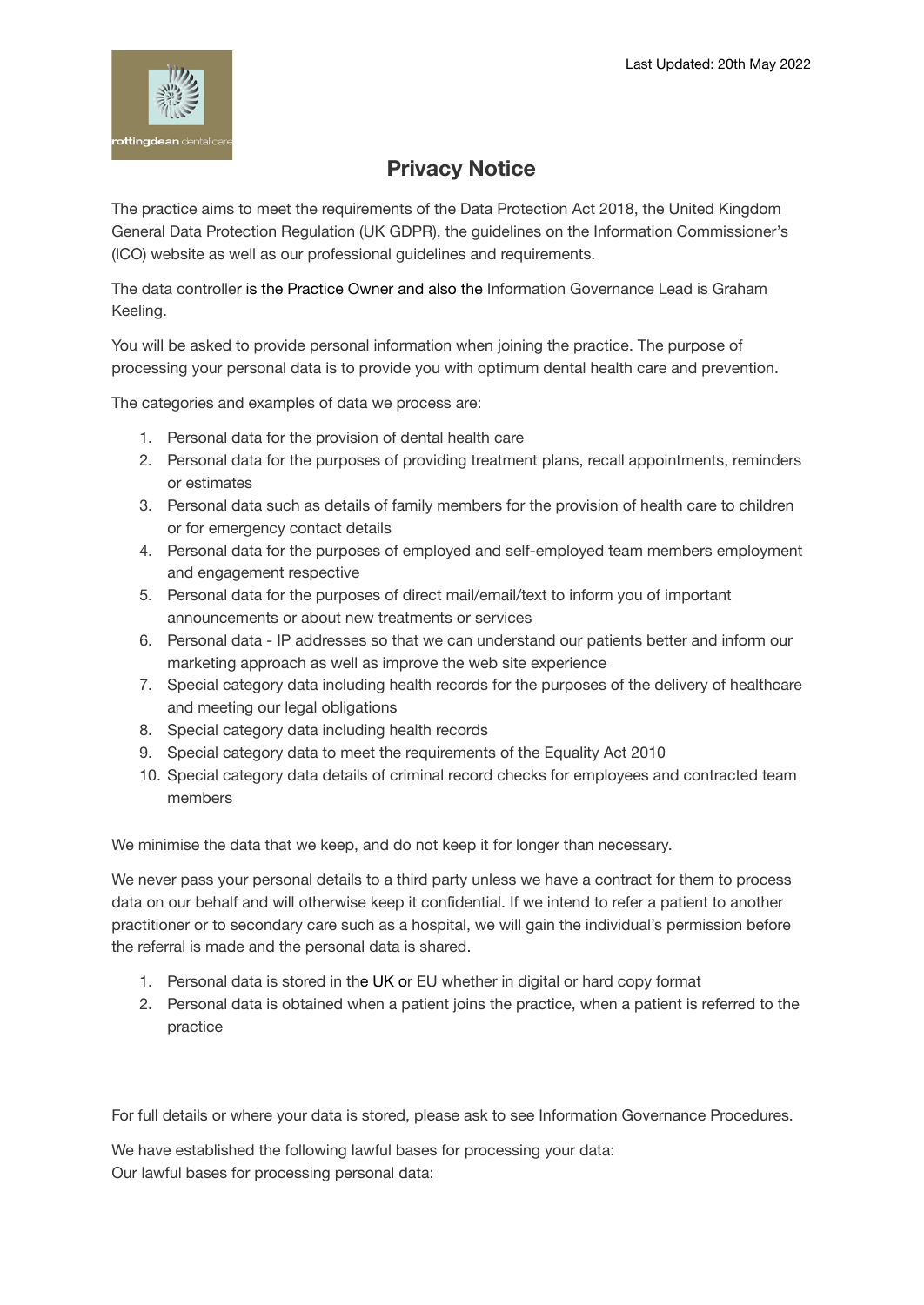Last Updated: 20th May 2022

# Privacy Notice

The practice aims to meet the requirements of the Data Protection Act 2018, the United Kingdom General Data Protection Regulation (UK GDPR), the guidelines on the Information Commissioner's (ICO) website as well as our professional guidelines and requirements.

The data controller is the Practice Owner and also the Information Governance Lead is Graham Keeling.

You will be asked to provide personal information when joining the practice. The purpose of processing your personal data is to provide you with optimum dental health care and prevention.

The categories and examples of data we process are:

1. Personal data for the provision of dental health care
2. Personal data for the purposes of providing treatment plans, recall appointments, reminders or estimates
3. Personal data such as details of family members for the provision of health care to children or for emergency contact details
4. Personal data for the purposes of employed and self-employed team members employment and engagement respective
5. Personal data for the purposes of direct mail/email/text to inform you of important announcements or about new treatments or services
6. Personal data - IP addresses so that we can understand our patients better and inform our marketing approach as well as improve the web site experience
7. Special category data including health records for the purposes of the delivery of healthcare and meeting our legal obligations
8. Special category data including health records
9. Special category data to meet the requirements of the Equality Act 2010
10. Special category data details of criminal record checks for employees and contracted team members

We minimise the data that we keep, and do not keep it for longer than necessary.

We never pass your personal details to a third party unless we have a contract for them to process data on our behalf and will otherwise keep it confidential. If we intend to refer a patient to another practitioner or to secondary care such as a hospital, we will gain the individual's permission before the referral is made and the personal data is shared.

1. Personal data is stored in the UK or EU whether in digital or hard copy format
2. Personal data is obtained when a patient joins the practice, when a patient is referred to the practice

For full details or where your data is stored, please ask to see Information Governance Procedures.

We have established the following lawful bases for processing your data:
Our lawful bases for processing personal data: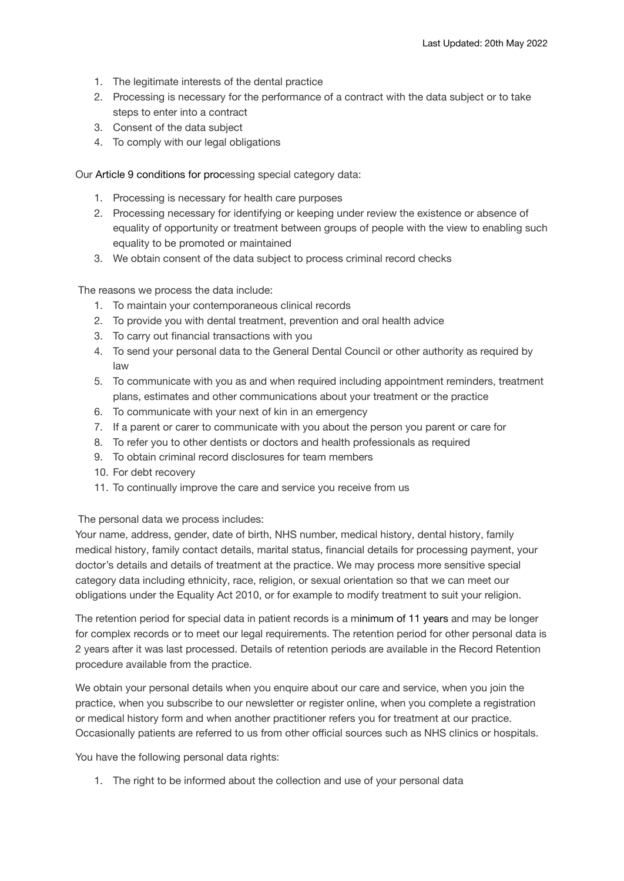1. The legitimate interests of the dental practice
2. Processing is necessary for the performance of a contract with the data subject or to take steps to enter into a contract
3. Consent of the data subject
4. To comply with our legal obligations

Our Article 9 conditions for processing special category data:

1. Processing is necessary for health care purposes
2. Processing necessary for identifying or keeping under review the existence or absence of equality of opportunity or treatment between groups of people with the view to enabling such equality to be promoted or maintained
3. We obtain consent of the data subject to process criminal record checks

The reasons we process the data include:

1. To maintain your contemporaneous clinical records
2. To provide you with dental treatment, prevention and oral health advice
3. To carry out financial transactions with you
4. To send your personal data to the General Dental Council or other authority as required by law
5. To communicate with you as and when required including appointment reminders, treatment plans, estimates and other communications about your treatment or the practice
6. To communicate with your next of kin in an emergency
7. If a parent or carer to communicate with you about the person you parent or care for
8. To refer you to other dentists or doctors and health professionals as required
9. To obtain criminal record disclosures for team members
10. For debt recovery
11. To continually improve the care and service you receive from us

The personal data we process includes:

Your name, address, gender, date of birth, NHS number, medical history, dental history, family medical history, family contact details, marital status, financial details for processing payment, your doctor's details and details of treatment at the practice. We may process more sensitive special category data including ethnicity, race, religion, or sexual orientation so that we can meet our obligations under the Equality Act 2010, or for example to modify treatment to suit your religion.

The retention period for special data in patient records is a minimum of 11 years and may be longer for complex records or to meet our legal requirements. The retention period for other personal data is 2 years after it was last processed. Details of retention periods are available in the Record Retention procedure available from the practice.

We obtain your personal details when you enquire about our care and service, when you join the practice, when you subscribe to our newsletter or register online, when you complete a registration or medical history form and when another practitioner refers you for treatment at our practice. Occasionally patients are referred to us from other official sources such as NHS clinics or hospitals.

You have the following personal data rights:

1. The right to be informed about the collection and use of your personal data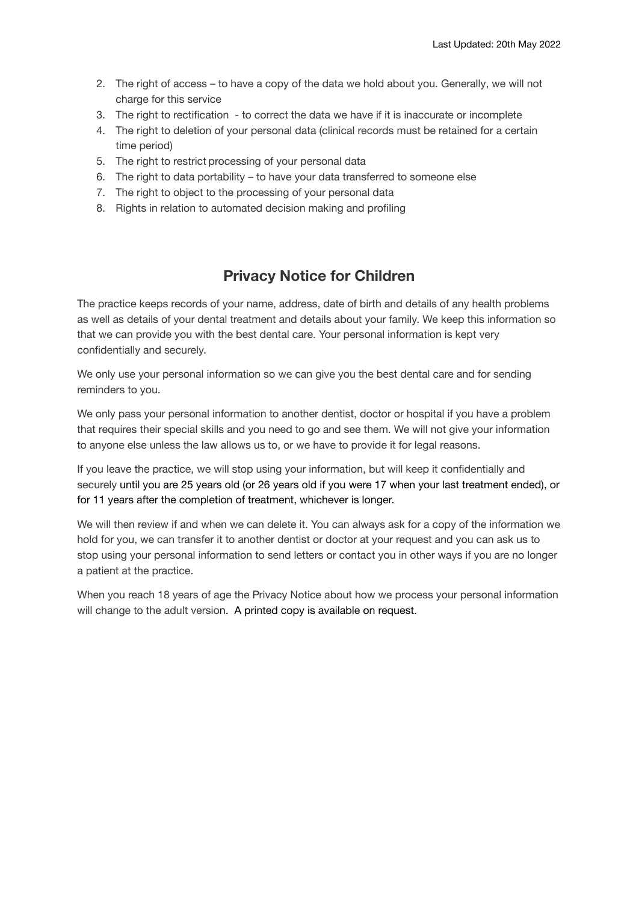2. The right of access – to have a copy of the data we hold about you. Generally, we will not charge for this service
3. The right to rectification - to correct the data we have if it is inaccurate or incomplete
4. The right to deletion of your personal data (clinical records must be retained for a certain time period)
5. The right to restrict processing of your personal data
6. The right to data portability – to have your data transferred to someone else
7. The right to object to the processing of your personal data
8. Rights in relation to automated decision making and profiling

## Privacy Notice for Children

The practice keeps records of your name, address, date of birth and details of any health problems as well as details of your dental treatment and details about your family. We keep this information so that we can provide you with the best dental care. Your personal information is kept very confidentially and securely.

We only use your personal information so we can give you the best dental care and for sending reminders to you.

We only pass your personal information to another dentist, doctor or hospital if you have a problem that requires their special skills and you need to go and see them. We will not give your information to anyone else unless the law allows us to, or we have to provide it for legal reasons.

If you leave the practice, we will stop using your information, but will keep it confidentially and securely until you are 25 years old (or 26 years old if you were 17 when your last treatment ended), or for 11 years after the completion of treatment, whichever is longer.

We will then review if and when we can delete it. You can always ask for a copy of the information we hold for you, we can transfer it to another dentist or doctor at your request and you can ask us to stop using your personal information to send letters or contact you in other ways if you are no longer a patient at the practice.

When you reach 18 years of age the Privacy Notice about how we process your personal information will change to the adult version. A printed copy is available on request.